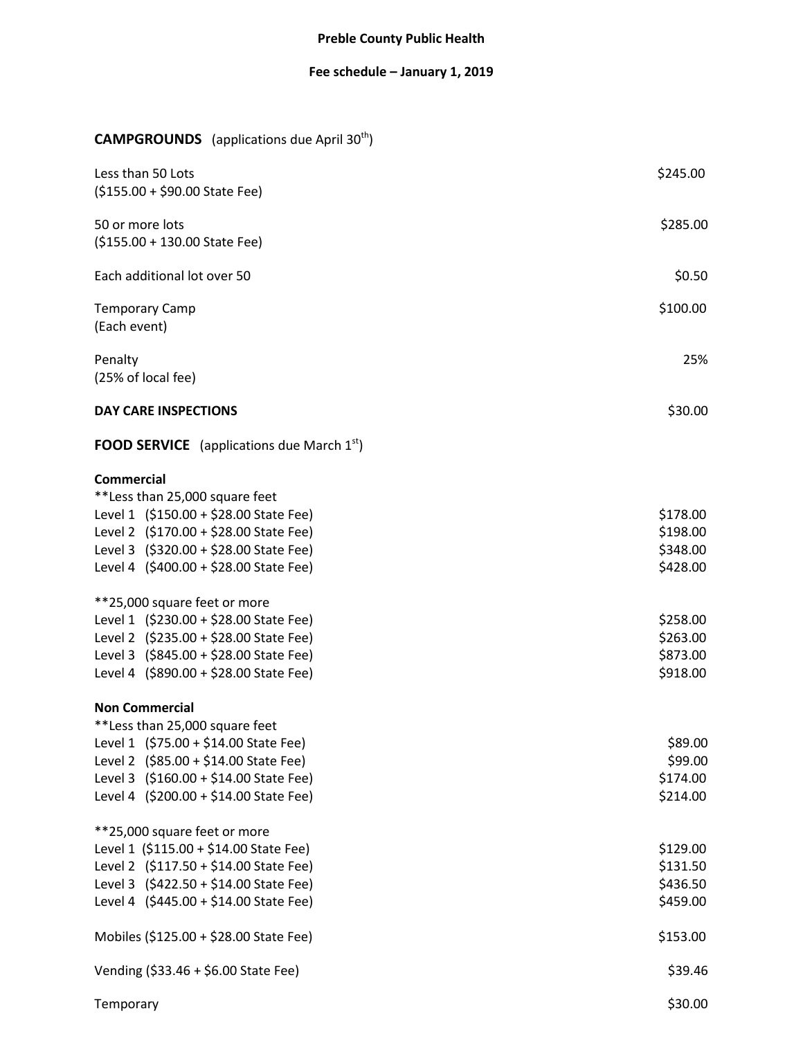**Preble County Public Health**

**Fee schedule – January 1, 2019**

**CAMPGROUNDS** (applications due April 30th)

| | |
|---|---|
| Less than 50 Lots<br>($155.00 + $90.00 State Fee) | $245.00 |
| 50 or more lots<br>($155.00 + 130.00 State Fee) | $285.00 |
| Each additional lot over 50 | $0.50 |
| Temporary Camp<br>(Each event) | $100.00 |
| Penalty<br>(25% of local fee) | 25% |
| **DAY CARE INSPECTIONS** | $30.00 |

**FOOD SERVICE** (applications due March 1st)

**Commercial**

| | |
|---|---|
| **Less than 25,000 square feet | |
| Level 1 ($150.00 + $28.00 State Fee) | $178.00 |
| Level 2 ($170.00 + $28.00 State Fee) | $198.00 |
| Level 3 ($320.00 + $28.00 State Fee) | $348.00 |
| Level 4 ($400.00 + $28.00 State Fee) | $428.00 |
| **25,000 square feet or more | |
| Level 1 ($230.00 + $28.00 State Fee) | $258.00 |
| Level 2 ($235.00 + $28.00 State Fee) | $263.00 |
| Level 3 ($845.00 + $28.00 State Fee) | $873.00 |
| Level 4 ($890.00 + $28.00 State Fee) | $918.00 |

**Non Commercial**

| | |
|---|---|
| **Less than 25,000 square feet | |
| Level 1 ($75.00 + $14.00 State Fee) | $89.00 |
| Level 2 ($85.00 + $14.00 State Fee) | $99.00 |
| Level 3 ($160.00 + $14.00 State Fee) | $174.00 |
| Level 4 ($200.00 + $14.00 State Fee) | $214.00 |
| **25,000 square feet or more | |
| Level 1 ($115.00 + $14.00 State Fee) | $129.00 |
| Level 2 ($117.50 + $14.00 State Fee) | $131.50 |
| Level 3 ($422.50 + $14.00 State Fee) | $436.50 |
| Level 4 ($445.00 + $14.00 State Fee) | $459.00 |
| Mobiles ($125.00 + $28.00 State Fee) | $153.00 |
| Vending ($33.46 + $6.00 State Fee) | $39.46 |
| Temporary | $30.00 |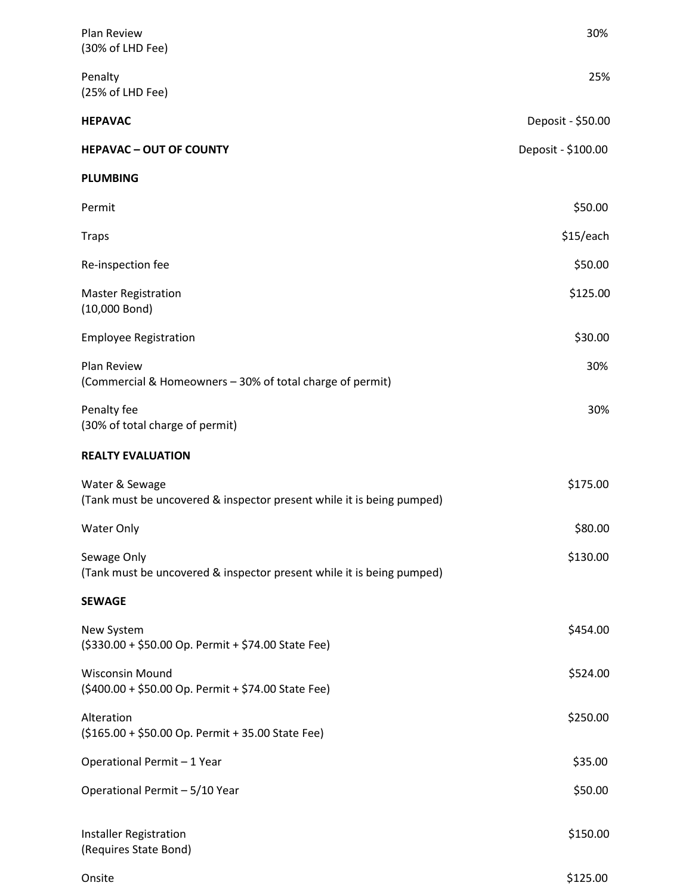| | |
|---|---|
| Plan Review<br>(30% of LHD Fee) | 30% |
| Penalty<br>(25% of LHD Fee) | 25% |
| **HEPAVAC** | Deposit - $50.00 |
| **HEPAVAC – OUT OF COUNTY** | Deposit - $100.00 |
| **PLUMBING** | |
| Permit | $50.00 |
| Traps | $15/each |
| Re-inspection fee | $50.00 |
| Master Registration<br>(10,000 Bond) | $125.00 |
| Employee Registration | $30.00 |
| Plan Review<br>(Commercial & Homeowners – 30% of total charge of permit) | 30% |
| Penalty fee<br>(30% of total charge of permit) | 30% |
| **REALTY EVALUATION** | |
| Water & Sewage<br>(Tank must be uncovered & inspector present while it is being pumped) | $175.00 |
| Water Only | $80.00 |
| Sewage Only<br>(Tank must be uncovered & inspector present while it is being pumped) | $130.00 |
| **SEWAGE** | |
| New System<br>($330.00 + $50.00 Op. Permit + $74.00 State Fee) | $454.00 |
| Wisconsin Mound<br>($400.00 + $50.00 Op. Permit + $74.00 State Fee) | $524.00 |
| Alteration<br>($165.00 + $50.00 Op. Permit + 35.00 State Fee) | $250.00 |
| Operational Permit – 1 Year | $35.00 |
| Operational Permit – 5/10 Year | $50.00 |
| Installer Registration<br>(Requires State Bond) | $150.00 |
| Onsite | $125.00 |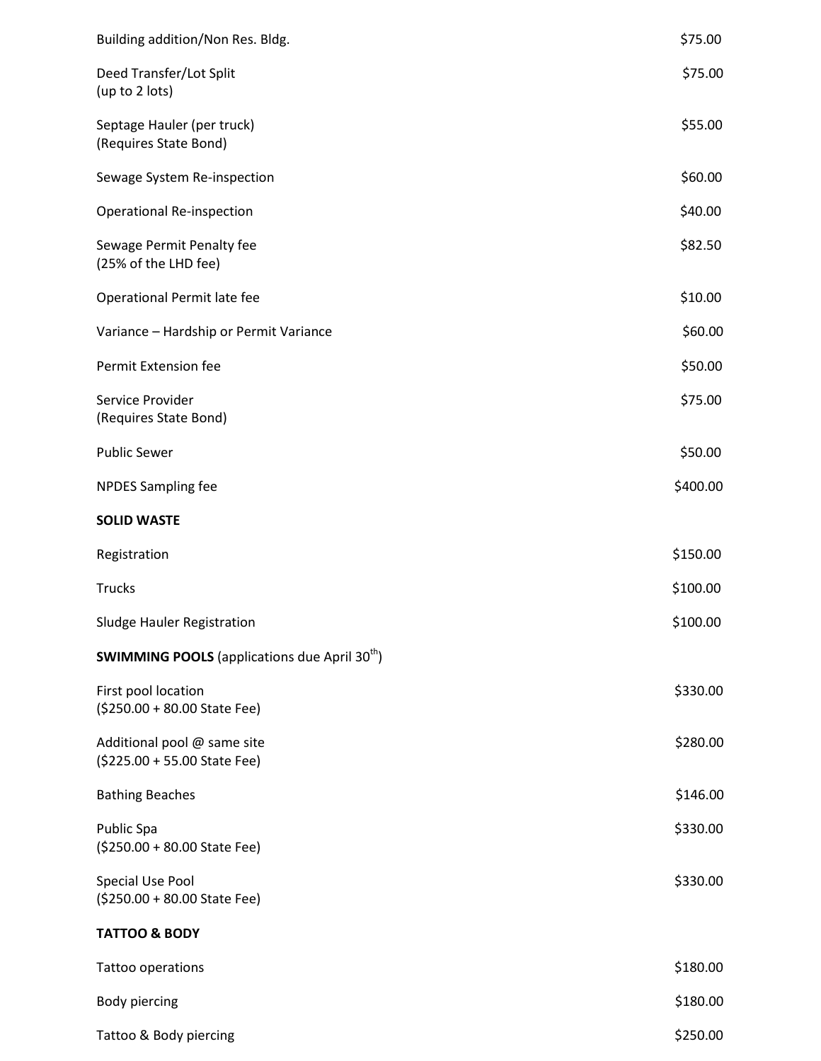| | |
|---|---|
| Building addition/Non Res. Bldg. | $75.00 |
| Deed Transfer/Lot Split (up to 2 lots) | $75.00 |
| Septage Hauler (per truck) (Requires State Bond) | $55.00 |
| Sewage System Re-inspection | $60.00 |
| Operational Re-inspection | $40.00 |
| Sewage Permit Penalty fee (25% of the LHD fee) | $82.50 |
| Operational Permit late fee | $10.00 |
| Variance – Hardship or Permit Variance | $60.00 |
| Permit Extension fee | $50.00 |
| Service Provider (Requires State Bond) | $75.00 |
| Public Sewer | $50.00 |
| NPDES Sampling fee | $400.00 |
| **SOLID WASTE** | |
| Registration | $150.00 |
| Trucks | $100.00 |
| Sludge Hauler Registration | $100.00 |
| **SWIMMING POOLS** (applications due April 30th) | |
| First pool location ($250.00 + 80.00 State Fee) | $330.00 |
| Additional pool @ same site ($225.00 + 55.00 State Fee) | $280.00 |
| Bathing Beaches | $146.00 |
| Public Spa ($250.00 + 80.00 State Fee) | $330.00 |
| Special Use Pool ($250.00 + 80.00 State Fee) | $330.00 |
| **TATTOO & BODY** | |
| Tattoo operations | $180.00 |
| Body piercing | $180.00 |
| Tattoo & Body piercing | $250.00 |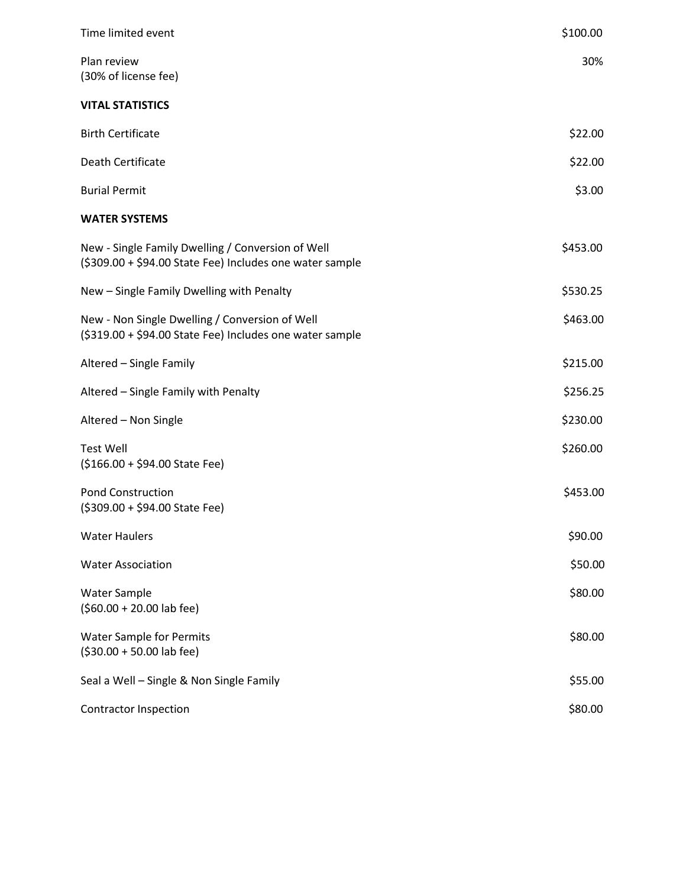| | |
|---|---|
| Time limited event | $100.00 |
| Plan review<br>(30% of license fee) | 30% |

**VITAL STATISTICS**

| | |
|---|---|
| Birth Certificate | $22.00 |
| Death Certificate | $22.00 |
| Burial Permit | $3.00 |

**WATER SYSTEMS**

| | |
|---|---|
| New - Single Family Dwelling / Conversion of Well<br>($309.00 + $94.00 State Fee) Includes one water sample | $453.00 |
| New – Single Family Dwelling with Penalty | $530.25 |
| New - Non Single Dwelling / Conversion of Well<br>($319.00 + $94.00 State Fee) Includes one water sample | $463.00 |
| Altered – Single Family | $215.00 |
| Altered – Single Family with Penalty | $256.25 |
| Altered – Non Single | $230.00 |
| Test Well<br>($166.00 + $94.00 State Fee) | $260.00 |
| Pond Construction<br>($309.00 + $94.00 State Fee) | $453.00 |
| Water Haulers | $90.00 |
| Water Association | $50.00 |
| Water Sample<br>($60.00 + 20.00 lab fee) | $80.00 |
| Water Sample for Permits<br>($30.00 + 50.00 lab fee) | $80.00 |
| Seal a Well – Single & Non Single Family | $55.00 |
| Contractor Inspection | $80.00 |